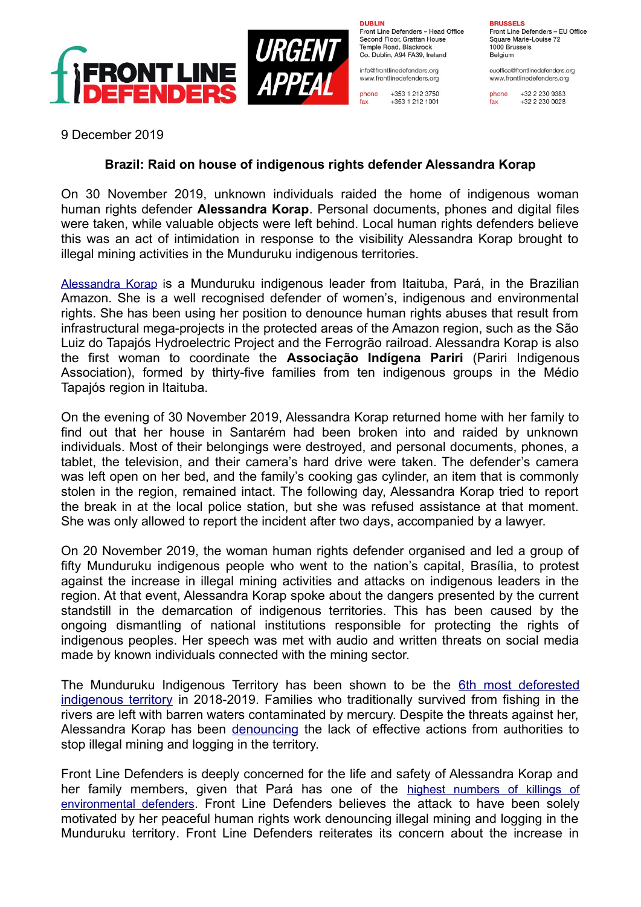FRONT LINE DEFENDERS

URGENT APPEAL

**DUBLIN**
Front Line Defenders – Head Office
Second Floor, Grattan House
Temple Road, Blackrock
Co. Dublin, A94 FA39, Ireland

info@frontlinedefenders.org
www.frontlinedefenders.org

phone +353 1 212 3750
fax +353 1 212 1001

**BRUSSELS**
Front Line Defenders – EU Office
Square Marie-Louise 72
1000 Brussels
Belgium

euoffice@frontlinedefenders.org
www.frontlinedefenders.org

phone +32 2 230 9383
fax +32 2 230 0028

9 December 2019

## Brazil: Raid on house of indigenous rights defender Alessandra Korap

On 30 November 2019, unknown individuals raided the home of indigenous woman human rights defender **Alessandra Korap**. Personal documents, phones and digital files were taken, while valuable objects were left behind. Local human rights defenders believe this was an act of intimidation in response to the visibility Alessandra Korap brought to illegal mining activities in the Munduruku indigenous territories.

Alessandra Korap is a Munduruku indigenous leader from Itaituba, Pará, in the Brazilian Amazon. She is a well recognised defender of women's, indigenous and environmental rights. She has been using her position to denounce human rights abuses that result from infrastructural mega-projects in the protected areas of the Amazon region, such as the São Luiz do Tapajós Hydroelectric Project and the Ferrogrão railroad. Alessandra Korap is also the first woman to coordinate the **Associação Indígena Pariri** (Pariri Indigenous Association), formed by thirty-five families from ten indigenous groups in the Médio Tapajós region in Itaituba.

On the evening of 30 November 2019, Alessandra Korap returned home with her family to find out that her house in Santarém had been broken into and raided by unknown individuals. Most of their belongings were destroyed, and personal documents, phones, a tablet, the television, and their camera's hard drive were taken. The defender's camera was left open on her bed, and the family's cooking gas cylinder, an item that is commonly stolen in the region, remained intact. The following day, Alessandra Korap tried to report the break in at the local police station, but she was refused assistance at that moment. She was only allowed to report the incident after two days, accompanied by a lawyer.

On 20 November 2019, the woman human rights defender organised and led a group of fifty Munduruku indigenous people who went to the nation's capital, Brasília, to protest against the increase in illegal mining activities and attacks on indigenous leaders in the region. At that event, Alessandra Korap spoke about the dangers presented by the current standstill in the demarcation of indigenous territories. This has been caused by the ongoing dismantling of national institutions responsible for protecting the rights of indigenous peoples. Her speech was met with audio and written threats on social media made by known individuals connected with the mining sector.

The Munduruku Indigenous Territory has been shown to be the 6th most deforested indigenous territory in 2018-2019. Families who traditionally survived from fishing in the rivers are left with barren waters contaminated by mercury. Despite the threats against her, Alessandra Korap has been denouncing the lack of effective actions from authorities to stop illegal mining and logging in the territory.

Front Line Defenders is deeply concerned for the life and safety of Alessandra Korap and her family members, given that Pará has one of the highest numbers of killings of environmental defenders. Front Line Defenders believes the attack to have been solely motivated by her peaceful human rights work denouncing illegal mining and logging in the Munduruku territory. Front Line Defenders reiterates its concern about the increase in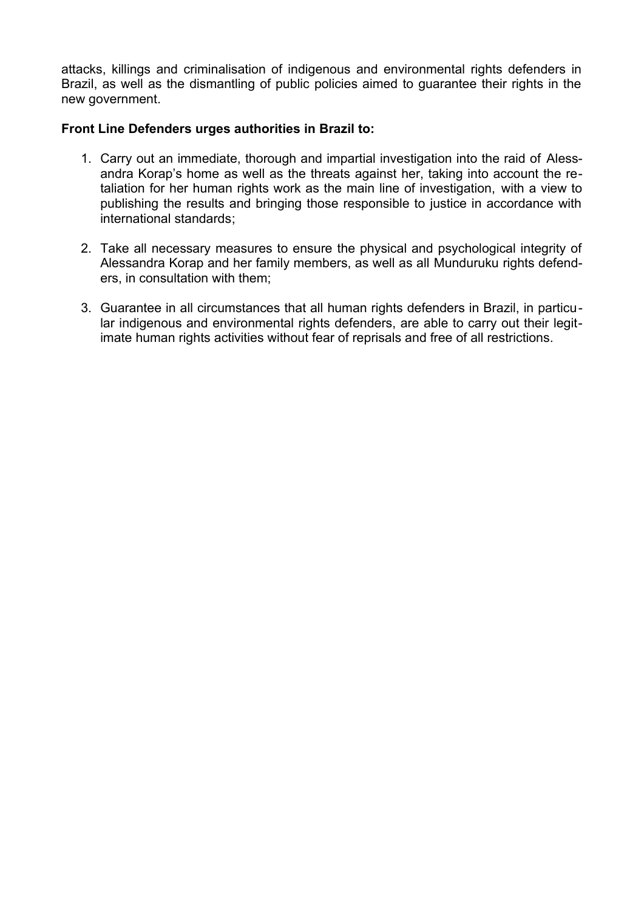attacks, killings and criminalisation of indigenous and environmental rights defenders in Brazil, as well as the dismantling of public policies aimed to guarantee their rights in the new government.

**Front Line Defenders urges authorities in Brazil to:**

1. Carry out an immediate, thorough and impartial investigation into the raid of Alessandra Korap's home as well as the threats against her, taking into account the retaliation for her human rights work as the main line of investigation, with a view to publishing the results and bringing those responsible to justice in accordance with international standards;

2. Take all necessary measures to ensure the physical and psychological integrity of Alessandra Korap and her family members, as well as all Munduruku rights defenders, in consultation with them;

3. Guarantee in all circumstances that all human rights defenders in Brazil, in particular indigenous and environmental rights defenders, are able to carry out their legitimate human rights activities without fear of reprisals and free of all restrictions.